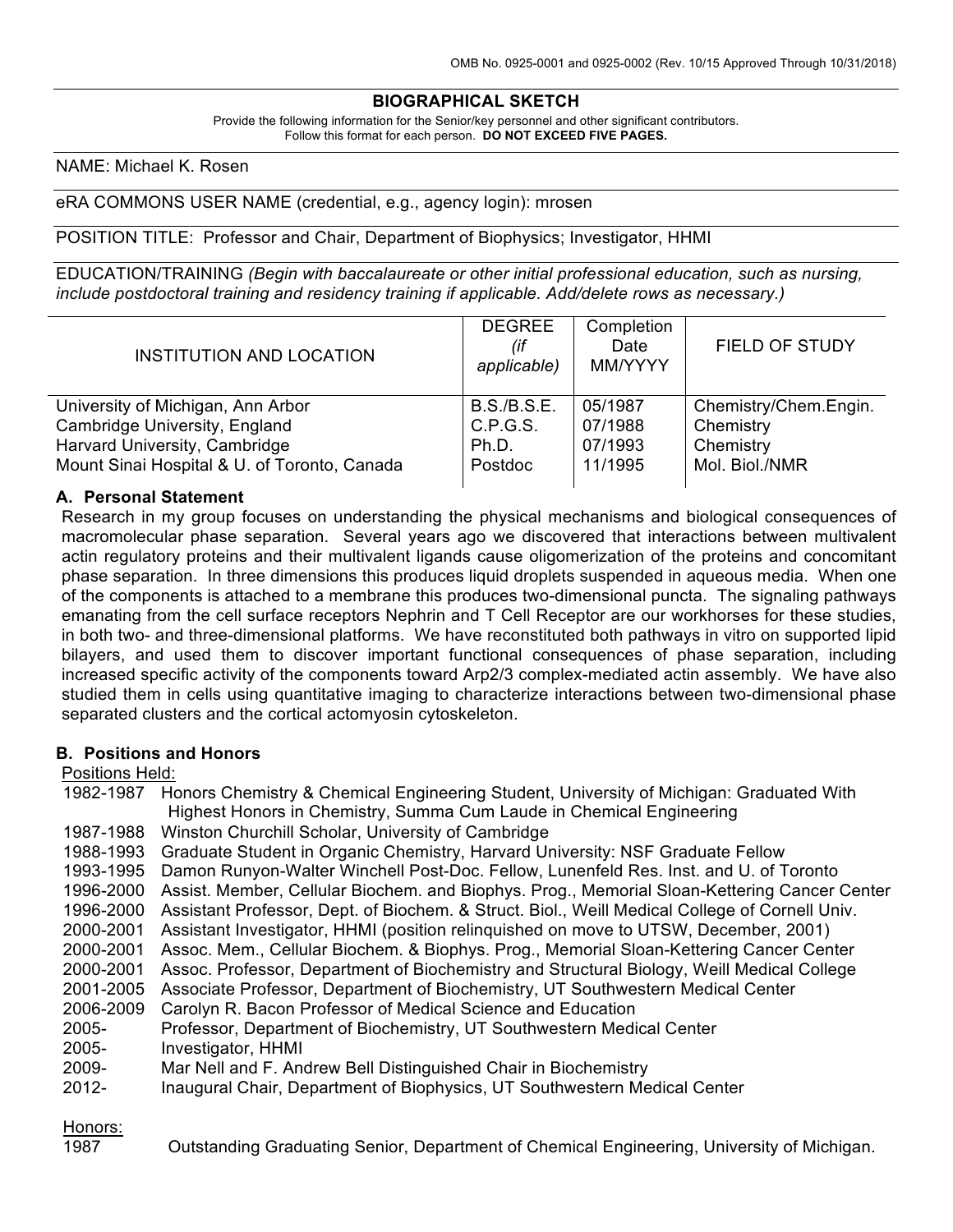## BIOGRAPHICAL SKETCH

Provide the following information for the Senior/key personnel and other significant contributors.
Follow this format for each person. **DO NOT EXCEED FIVE PAGES.**

NAME: Michael K. Rosen

eRA COMMONS USER NAME (credential, e.g., agency login): mrosen

POSITION TITLE: Professor and Chair, Department of Biophysics; Investigator, HHMI

EDUCATION/TRAINING *(Begin with baccalaureate or other initial professional education, such as nursing, include postdoctoral training and residency training if applicable. Add/delete rows as necessary.)*

| INSTITUTION AND LOCATION | DEGREE *(if applicable)* | Completion Date MM/YYYY | FIELD OF STUDY |
|---|---|---|---|
| University of Michigan, Ann Arbor | B.S./B.S.E. | 05/1987 | Chemistry/Chem.Engin. |
| Cambridge University, England | C.P.G.S. | 07/1988 | Chemistry |
| Harvard University, Cambridge | Ph.D. | 07/1993 | Chemistry |
| Mount Sinai Hospital & U. of Toronto, Canada | Postdoc | 11/1995 | Mol. Biol./NMR |

### A. Personal Statement

Research in my group focuses on understanding the physical mechanisms and biological consequences of macromolecular phase separation. Several years ago we discovered that interactions between multivalent actin regulatory proteins and their multivalent ligands cause oligomerization of the proteins and concomitant phase separation. In three dimensions this produces liquid droplets suspended in aqueous media. When one of the components is attached to a membrane this produces two-dimensional puncta. The signaling pathways emanating from the cell surface receptors Nephrin and T Cell Receptor are our workhorses for these studies, in both two- and three-dimensional platforms. We have reconstituted both pathways in vitro on supported lipid bilayers, and used them to discover important functional consequences of phase separation, including increased specific activity of the components toward Arp2/3 complex-mediated actin assembly. We have also studied them in cells using quantitative imaging to characterize interactions between two-dimensional phase separated clusters and the cortical actomyosin cytoskeleton.

### B. Positions and Honors

Positions Held:

- 1982-1987 Honors Chemistry & Chemical Engineering Student, University of Michigan: Graduated With Highest Honors in Chemistry, Summa Cum Laude in Chemical Engineering
- 1987-1988 Winston Churchill Scholar, University of Cambridge
- 1988-1993 Graduate Student in Organic Chemistry, Harvard University: NSF Graduate Fellow
- 1993-1995 Damon Runyon-Walter Winchell Post-Doc. Fellow, Lunenfeld Res. Inst. and U. of Toronto
- 1996-2000 Assist. Member, Cellular Biochem. and Biophys. Prog., Memorial Sloan-Kettering Cancer Center
- 1996-2000 Assistant Professor, Dept. of Biochem. & Struct. Biol., Weill Medical College of Cornell Univ.
- 2000-2001 Assistant Investigator, HHMI (position relinquished on move to UTSW, December, 2001)
- 2000-2001 Assoc. Mem., Cellular Biochem. & Biophys. Prog., Memorial Sloan-Kettering Cancer Center
- 2000-2001 Assoc. Professor, Department of Biochemistry and Structural Biology, Weill Medical College
- 2001-2005 Associate Professor, Department of Biochemistry, UT Southwestern Medical Center
- 2006-2009 Carolyn R. Bacon Professor of Medical Science and Education
- 2005- Professor, Department of Biochemistry, UT Southwestern Medical Center
- 2005- Investigator, HHMI
- 2009- Mar Nell and F. Andrew Bell Distinguished Chair in Biochemistry
- 2012- Inaugural Chair, Department of Biophysics, UT Southwestern Medical Center

Honors:

- 1987 Outstanding Graduating Senior, Department of Chemical Engineering, University of Michigan.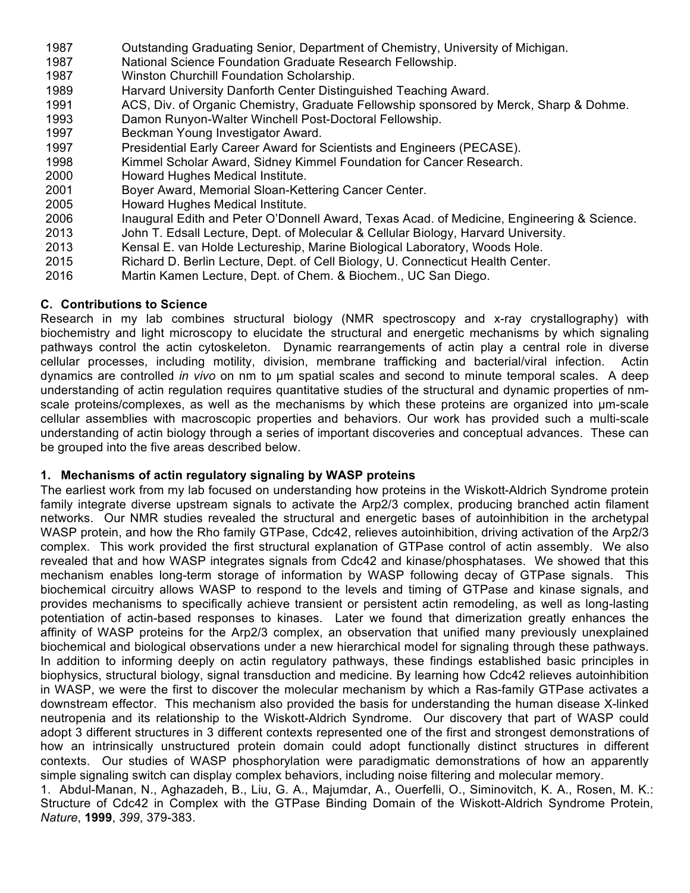1987 Outstanding Graduating Senior, Department of Chemistry, University of Michigan.
1987 National Science Foundation Graduate Research Fellowship.
1987 Winston Churchill Foundation Scholarship.
1989 Harvard University Danforth Center Distinguished Teaching Award.
1991 ACS, Div. of Organic Chemistry, Graduate Fellowship sponsored by Merck, Sharp & Dohme.
1993 Damon Runyon-Walter Winchell Post-Doctoral Fellowship.
1997 Beckman Young Investigator Award.
1997 Presidential Early Career Award for Scientists and Engineers (PECASE).
1998 Kimmel Scholar Award, Sidney Kimmel Foundation for Cancer Research.
2000 Howard Hughes Medical Institute.
2001 Boyer Award, Memorial Sloan-Kettering Cancer Center.
2005 Howard Hughes Medical Institute.
2006 Inaugural Edith and Peter O'Donnell Award, Texas Acad. of Medicine, Engineering & Science.
2013 John T. Edsall Lecture, Dept. of Molecular & Cellular Biology, Harvard University.
2013 Kensal E. van Holde Lectureship, Marine Biological Laboratory, Woods Hole.
2015 Richard D. Berlin Lecture, Dept. of Cell Biology, U. Connecticut Health Center.
2016 Martin Kamen Lecture, Dept. of Chem. & Biochem., UC San Diego.

## C. Contributions to Science

Research in my lab combines structural biology (NMR spectroscopy and x-ray crystallography) with biochemistry and light microscopy to elucidate the structural and energetic mechanisms by which signaling pathways control the actin cytoskeleton. Dynamic rearrangements of actin play a central role in diverse cellular processes, including motility, division, membrane trafficking and bacterial/viral infection. Actin dynamics are controlled *in vivo* on nm to µm spatial scales and second to minute temporal scales. A deep understanding of actin regulation requires quantitative studies of the structural and dynamic properties of nm-scale proteins/complexes, as well as the mechanisms by which these proteins are organized into µm-scale cellular assemblies with macroscopic properties and behaviors. Our work has provided such a multi-scale understanding of actin biology through a series of important discoveries and conceptual advances. These can be grouped into the five areas described below.

### 1. Mechanisms of actin regulatory signaling by WASP proteins

The earliest work from my lab focused on understanding how proteins in the Wiskott-Aldrich Syndrome protein family integrate diverse upstream signals to activate the Arp2/3 complex, producing branched actin filament networks. Our NMR studies revealed the structural and energetic bases of autoinhibition in the archetypal WASP protein, and how the Rho family GTPase, Cdc42, relieves autoinhibition, driving activation of the Arp2/3 complex. This work provided the first structural explanation of GTPase control of actin assembly. We also revealed that and how WASP integrates signals from Cdc42 and kinase/phosphatases. We showed that this mechanism enables long-term storage of information by WASP following decay of GTPase signals. This biochemical circuitry allows WASP to respond to the levels and timing of GTPase and kinase signals, and provides mechanisms to specifically achieve transient or persistent actin remodeling, as well as long-lasting potentiation of actin-based responses to kinases. Later we found that dimerization greatly enhances the affinity of WASP proteins for the Arp2/3 complex, an observation that unified many previously unexplained biochemical and biological observations under a new hierarchical model for signaling through these pathways. In addition to informing deeply on actin regulatory pathways, these findings established basic principles in biophysics, structural biology, signal transduction and medicine. By learning how Cdc42 relieves autoinhibition in WASP, we were the first to discover the molecular mechanism by which a Ras-family GTPase activates a downstream effector. This mechanism also provided the basis for understanding the human disease X-linked neutropenia and its relationship to the Wiskott-Aldrich Syndrome. Our discovery that part of WASP could adopt 3 different structures in 3 different contexts represented one of the first and strongest demonstrations of how an intrinsically unstructured protein domain could adopt functionally distinct structures in different contexts. Our studies of WASP phosphorylation were paradigmatic demonstrations of how an apparently simple signaling switch can display complex behaviors, including noise filtering and molecular memory.

1. Abdul-Manan, N., Aghazadeh, B., Liu, G. A., Majumdar, A., Ouerfelli, O., Siminovitch, K. A., Rosen, M. K.: Structure of Cdc42 in Complex with the GTPase Binding Domain of the Wiskott-Aldrich Syndrome Protein, *Nature*, **1999**, *399*, 379-383.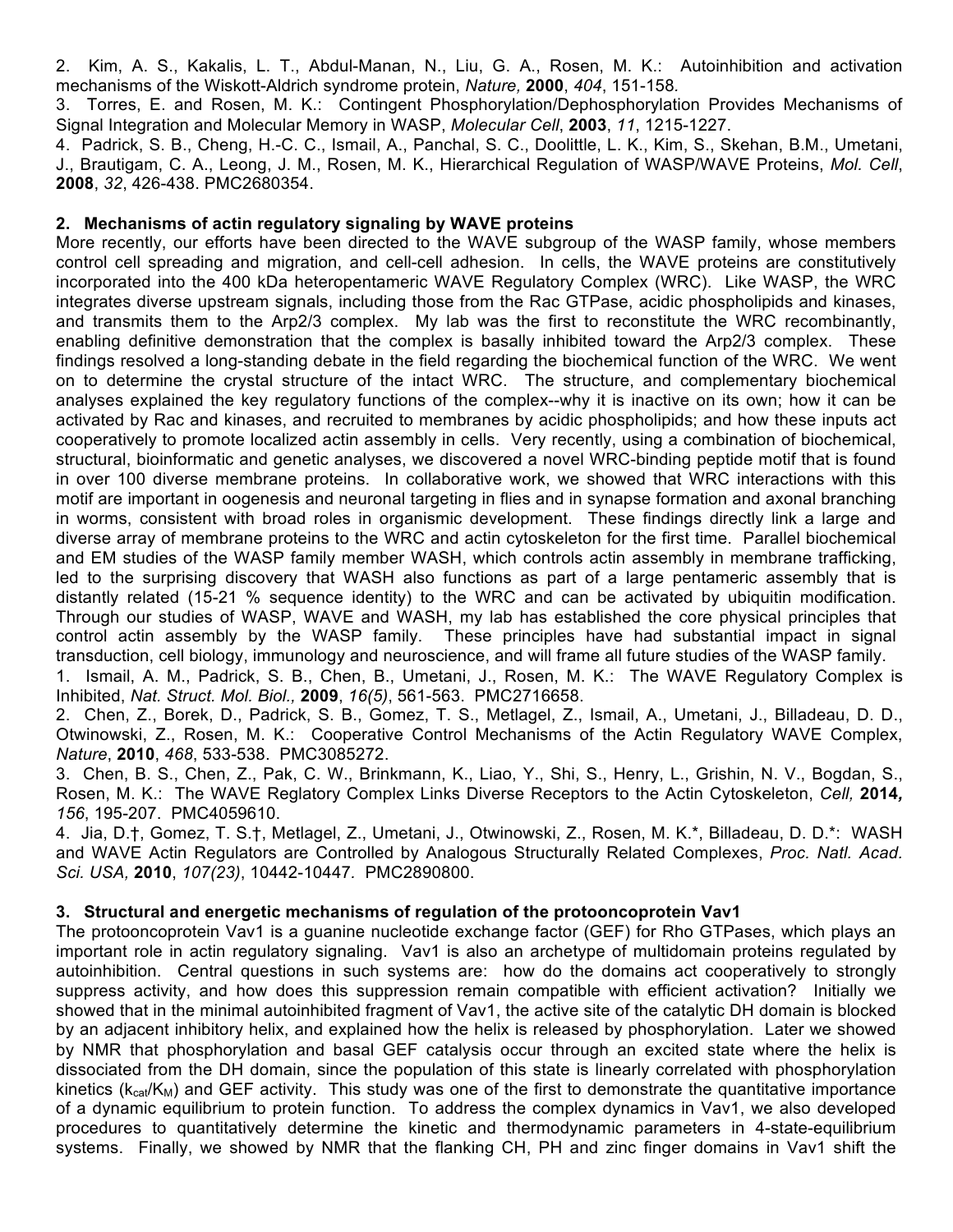2. Kim, A. S., Kakalis, L. T., Abdul-Manan, N., Liu, G. A., Rosen, M. K.: Autoinhibition and activation mechanisms of the Wiskott-Aldrich syndrome protein, *Nature,* **2000**, *404*, 151-158.

3. Torres, E. and Rosen, M. K.: Contingent Phosphorylation/Dephosphorylation Provides Mechanisms of Signal Integration and Molecular Memory in WASP, *Molecular Cell*, **2003**, *11*, 1215-1227.

4. Padrick, S. B., Cheng, H.-C. C., Ismail, A., Panchal, S. C., Doolittle, L. K., Kim, S., Skehan, B.M., Umetani, J., Brautigam, C. A., Leong, J. M., Rosen, M. K., Hierarchical Regulation of WASP/WAVE Proteins, *Mol. Cell*, **2008**, *32*, 426-438. PMC2680354.

### 2. Mechanisms of actin regulatory signaling by WAVE proteins

More recently, our efforts have been directed to the WAVE subgroup of the WASP family, whose members control cell spreading and migration, and cell-cell adhesion. In cells, the WAVE proteins are constitutively incorporated into the 400 kDa heteropentameric WAVE Regulatory Complex (WRC). Like WASP, the WRC integrates diverse upstream signals, including those from the Rac GTPase, acidic phospholipids and kinases, and transmits them to the Arp2/3 complex. My lab was the first to reconstitute the WRC recombinantly, enabling definitive demonstration that the complex is basally inhibited toward the Arp2/3 complex. These findings resolved a long-standing debate in the field regarding the biochemical function of the WRC. We went on to determine the crystal structure of the intact WRC. The structure, and complementary biochemical analyses explained the key regulatory functions of the complex--why it is inactive on its own; how it can be activated by Rac and kinases, and recruited to membranes by acidic phospholipids; and how these inputs act cooperatively to promote localized actin assembly in cells. Very recently, using a combination of biochemical, structural, bioinformatic and genetic analyses, we discovered a novel WRC-binding peptide motif that is found in over 100 diverse membrane proteins. In collaborative work, we showed that WRC interactions with this motif are important in oogenesis and neuronal targeting in flies and in synapse formation and axonal branching in worms, consistent with broad roles in organismic development. These findings directly link a large and diverse array of membrane proteins to the WRC and actin cytoskeleton for the first time. Parallel biochemical and EM studies of the WASP family member WASH, which controls actin assembly in membrane trafficking, led to the surprising discovery that WASH also functions as part of a large pentameric assembly that is distantly related (15-21 % sequence identity) to the WRC and can be activated by ubiquitin modification. Through our studies of WASP, WAVE and WASH, my lab has established the core physical principles that control actin assembly by the WASP family. These principles have had substantial impact in signal transduction, cell biology, immunology and neuroscience, and will frame all future studies of the WASP family.

1. Ismail, A. M., Padrick, S. B., Chen, B., Umetani, J., Rosen, M. K.: The WAVE Regulatory Complex is Inhibited, *Nat. Struct. Mol. Biol.,* **2009**, *16(5)*, 561-563. PMC2716658.

2. Chen, Z., Borek, D., Padrick, S. B., Gomez, T. S., Metlagel, Z., Ismail, A., Umetani, J., Billadeau, D. D., Otwinowski, Z., Rosen, M. K.: Cooperative Control Mechanisms of the Actin Regulatory WAVE Complex, *Nature*, **2010**, *468*, 533-538. PMC3085272.

3. Chen, B. S., Chen, Z., Pak, C. W., Brinkmann, K., Liao, Y., Shi, S., Henry, L., Grishin, N. V., Bogdan, S., Rosen, M. K.: The WAVE Reglatory Complex Links Diverse Receptors to the Actin Cytoskeleton, *Cell,* **2014,** *156*, 195-207. PMC4059610.

4. Jia, D.†, Gomez, T. S.†, Metlagel, Z., Umetani, J., Otwinowski, Z., Rosen, M. K.*, Billadeau, D. D.*: WASH and WAVE Actin Regulators are Controlled by Analogous Structurally Related Complexes, *Proc. Natl. Acad. Sci. USA,* **2010**, *107(23)*, 10442-10447. PMC2890800.

### 3. Structural and energetic mechanisms of regulation of the protooncoprotein Vav1

The protooncoprotein Vav1 is a guanine nucleotide exchange factor (GEF) for Rho GTPases, which plays an important role in actin regulatory signaling. Vav1 is also an archetype of multidomain proteins regulated by autoinhibition. Central questions in such systems are: how do the domains act cooperatively to strongly suppress activity, and how does this suppression remain compatible with efficient activation? Initially we showed that in the minimal autoinhibited fragment of Vav1, the active site of the catalytic DH domain is blocked by an adjacent inhibitory helix, and explained how the helix is released by phosphorylation. Later we showed by NMR that phosphorylation and basal GEF catalysis occur through an excited state where the helix is dissociated from the DH domain, since the population of this state is linearly correlated with phosphorylation kinetics ($k_{cat}/K_M$) and GEF activity. This study was one of the first to demonstrate the quantitative importance of a dynamic equilibrium to protein function. To address the complex dynamics in Vav1, we also developed procedures to quantitatively determine the kinetic and thermodynamic parameters in 4-state-equilibrium systems. Finally, we showed by NMR that the flanking CH, PH and zinc finger domains in Vav1 shift the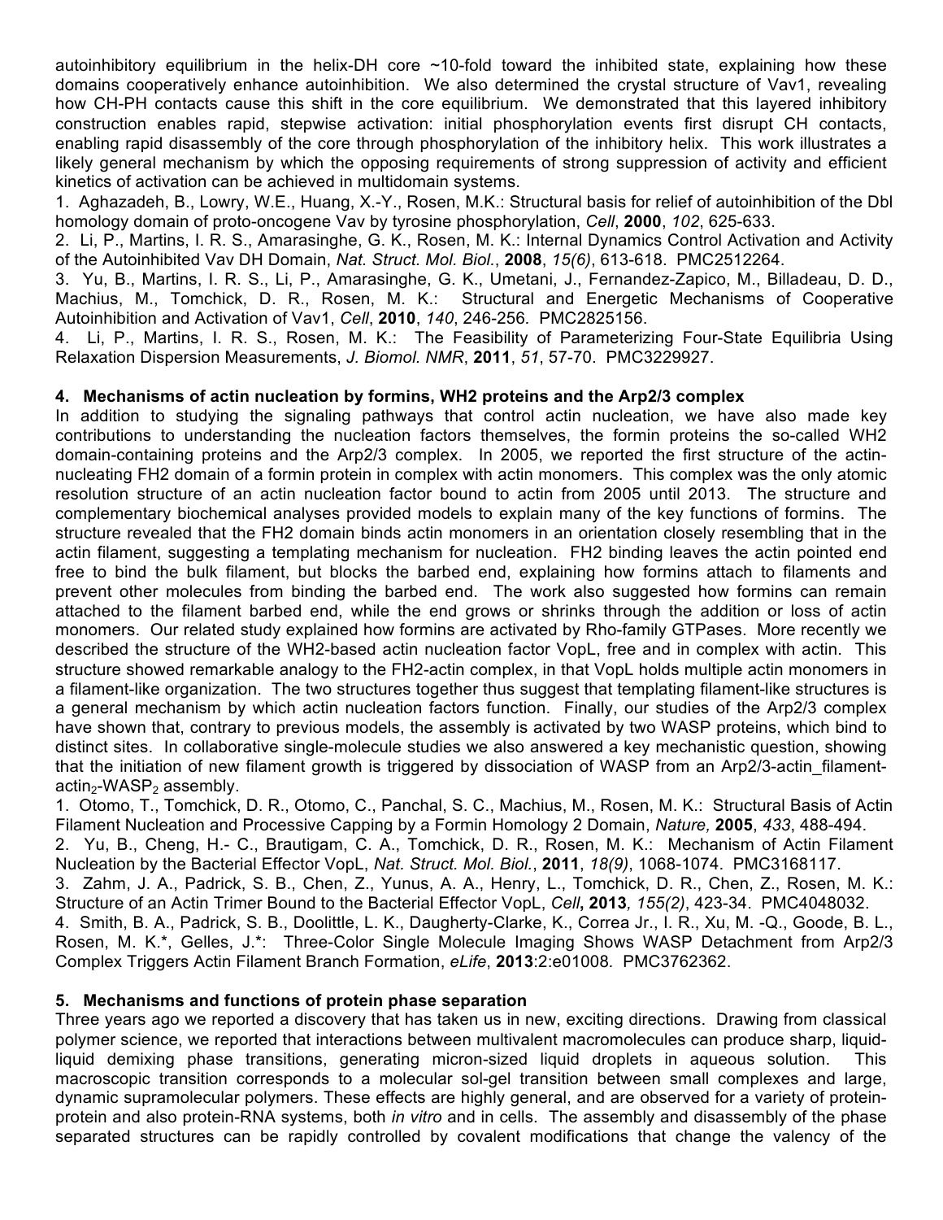autoinhibitory equilibrium in the helix-DH core ~10-fold toward the inhibited state, explaining how these domains cooperatively enhance autoinhibition. We also determined the crystal structure of Vav1, revealing how CH-PH contacts cause this shift in the core equilibrium. We demonstrated that this layered inhibitory construction enables rapid, stepwise activation: initial phosphorylation events first disrupt CH contacts, enabling rapid disassembly of the core through phosphorylation of the inhibitory helix. This work illustrates a likely general mechanism by which the opposing requirements of strong suppression of activity and efficient kinetics of activation can be achieved in multidomain systems.

1. Aghazadeh, B., Lowry, W.E., Huang, X.-Y., Rosen, M.K.: Structural basis for relief of autoinhibition of the Dbl homology domain of proto-oncogene Vav by tyrosine phosphorylation, *Cell*, **2000**, *102*, 625-633.
2. Li, P., Martins, I. R. S., Amarasinghe, G. K., Rosen, M. K.: Internal Dynamics Control Activation and Activity of the Autoinhibited Vav DH Domain, *Nat. Struct. Mol. Biol.*, **2008**, *15(6)*, 613-618. PMC2512264.
3. Yu, B., Martins, I. R. S., Li, P., Amarasinghe, G. K., Umetani, J., Fernandez-Zapico, M., Billadeau, D. D., Machius, M., Tomchick, D. R., Rosen, M. K.: Structural and Energetic Mechanisms of Cooperative Autoinhibition and Activation of Vav1, *Cell*, **2010**, *140*, 246-256. PMC2825156.
4. Li, P., Martins, I. R. S., Rosen, M. K.: The Feasibility of Parameterizing Four-State Equilibria Using Relaxation Dispersion Measurements, *J. Biomol. NMR*, **2011**, *51*, 57-70. PMC3229927.

### 4. Mechanisms of actin nucleation by formins, WH2 proteins and the Arp2/3 complex

In addition to studying the signaling pathways that control actin nucleation, we have also made key contributions to understanding the nucleation factors themselves, the formin proteins the so-called WH2 domain-containing proteins and the Arp2/3 complex. In 2005, we reported the first structure of the actin-nucleating FH2 domain of a formin protein in complex with actin monomers. This complex was the only atomic resolution structure of an actin nucleation factor bound to actin from 2005 until 2013. The structure and complementary biochemical analyses provided models to explain many of the key functions of formins. The structure revealed that the FH2 domain binds actin monomers in an orientation closely resembling that in the actin filament, suggesting a templating mechanism for nucleation. FH2 binding leaves the actin pointed end free to bind the bulk filament, but blocks the barbed end, explaining how formins attach to filaments and prevent other molecules from binding the barbed end. The work also suggested how formins can remain attached to the filament barbed end, while the end grows or shrinks through the addition or loss of actin monomers. Our related study explained how formins are activated by Rho-family GTPases. More recently we described the structure of the WH2-based actin nucleation factor VopL, free and in complex with actin. This structure showed remarkable analogy to the FH2-actin complex, in that VopL holds multiple actin monomers in a filament-like organization. The two structures together thus suggest that templating filament-like structures is a general mechanism by which actin nucleation factors function. Finally, our studies of the Arp2/3 complex have shown that, contrary to previous models, the assembly is activated by two WASP proteins, which bind to distinct sites. In collaborative single-molecule studies we also answered a key mechanistic question, showing that the initiation of new filament growth is triggered by dissociation of WASP from an Arp2/3-actin_filament-$actin_2$-$WASP_2$ assembly.

1. Otomo, T., Tomchick, D. R., Otomo, C., Panchal, S. C., Machius, M., Rosen, M. K.: Structural Basis of Actin Filament Nucleation and Processive Capping by a Formin Homology 2 Domain, *Nature,* **2005**, *433*, 488-494.
2. Yu, B., Cheng, H.- C., Brautigam, C. A., Tomchick, D. R., Rosen, M. K.: Mechanism of Actin Filament Nucleation by the Bacterial Effector VopL, *Nat. Struct. Mol. Biol.*, **2011**, *18(9)*, 1068-1074. PMC3168117.
3. Zahm, J. A., Padrick, S. B., Chen, Z., Yunus, A. A., Henry, L., Tomchick, D. R., Chen, Z., Rosen, M. K.: Structure of an Actin Trimer Bound to the Bacterial Effector VopL, *Cell*, **2013**, *155(2)*, 423-34. PMC4048032.
4. Smith, B. A., Padrick, S. B., Doolittle, L. K., Daugherty-Clarke, K., Correa Jr., I. R., Xu, M. -Q., Goode, B. L., Rosen, M. K.*, Gelles, J.*: Three-Color Single Molecule Imaging Shows WASP Detachment from Arp2/3 Complex Triggers Actin Filament Branch Formation, *eLife*, **2013**:2:e01008. PMC3762362.

### 5. Mechanisms and functions of protein phase separation

Three years ago we reported a discovery that has taken us in new, exciting directions. Drawing from classical polymer science, we reported that interactions between multivalent macromolecules can produce sharp, liquid-liquid demixing phase transitions, generating micron-sized liquid droplets in aqueous solution. This macroscopic transition corresponds to a molecular sol-gel transition between small complexes and large, dynamic supramolecular polymers. These effects are highly general, and are observed for a variety of protein-protein and also protein-RNA systems, both *in vitro* and in cells. The assembly and disassembly of the phase separated structures can be rapidly controlled by covalent modifications that change the valency of the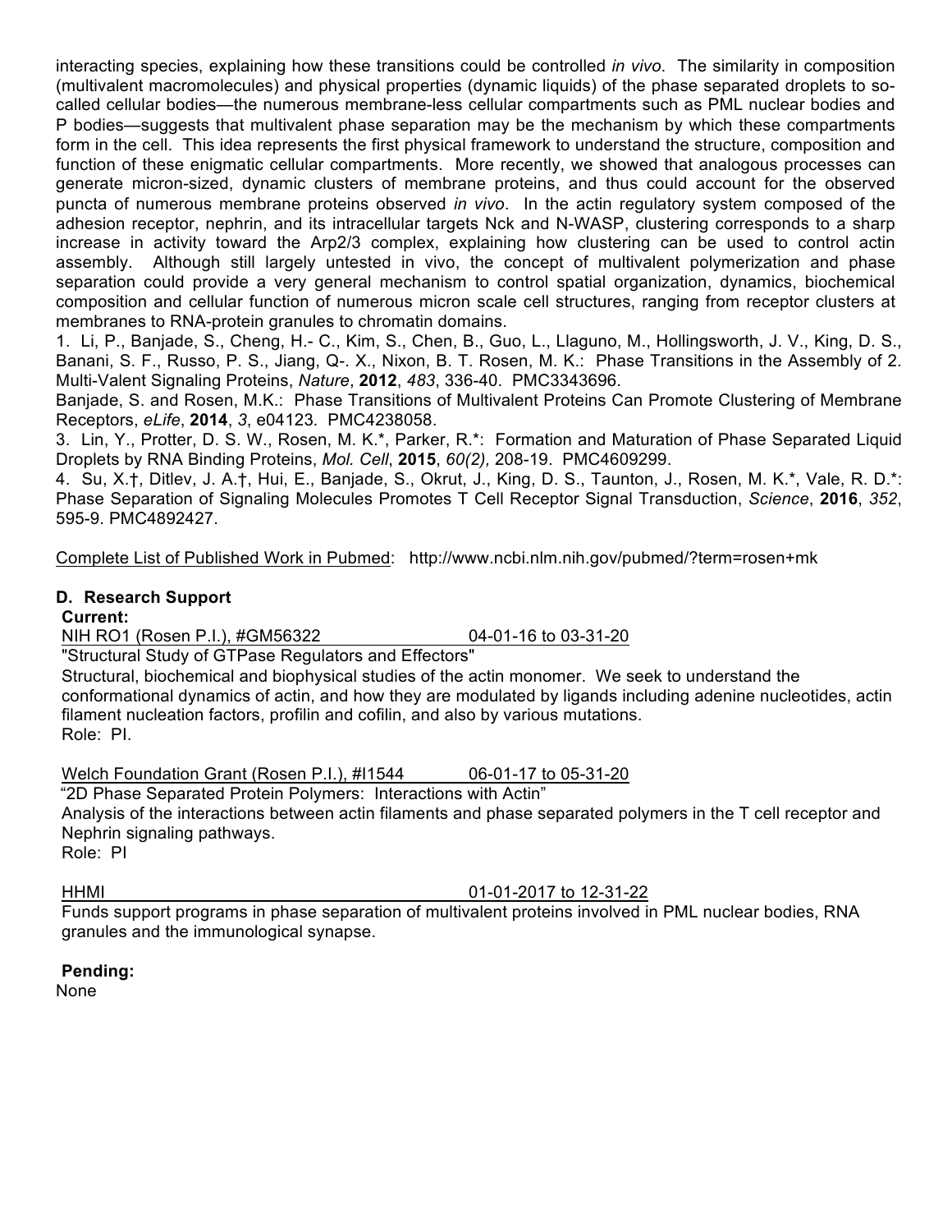interacting species, explaining how these transitions could be controlled *in vivo*. The similarity in composition (multivalent macromolecules) and physical properties (dynamic liquids) of the phase separated droplets to so-called cellular bodies—the numerous membrane-less cellular compartments such as PML nuclear bodies and P bodies—suggests that multivalent phase separation may be the mechanism by which these compartments form in the cell. This idea represents the first physical framework to understand the structure, composition and function of these enigmatic cellular compartments. More recently, we showed that analogous processes can generate micron-sized, dynamic clusters of membrane proteins, and thus could account for the observed puncta of numerous membrane proteins observed *in vivo*. In the actin regulatory system composed of the adhesion receptor, nephrin, and its intracellular targets Nck and N-WASP, clustering corresponds to a sharp increase in activity toward the Arp2/3 complex, explaining how clustering can be used to control actin assembly. Although still largely untested in vivo, the concept of multivalent polymerization and phase separation could provide a very general mechanism to control spatial organization, dynamics, biochemical composition and cellular function of numerous micron scale cell structures, ranging from receptor clusters at membranes to RNA-protein granules to chromatin domains.

1. Li, P., Banjade, S., Cheng, H.- C., Kim, S., Chen, B., Guo, L., Llaguno, M., Hollingsworth, J. V., King, D. S., Banani, S. F., Russo, P. S., Jiang, Q-. X., Nixon, B. T. Rosen, M. K.: Phase Transitions in the Assembly of 2. Multi-Valent Signaling Proteins, *Nature*, **2012**, *483*, 336-40. PMC3343696.
Banjade, S. and Rosen, M.K.: Phase Transitions of Multivalent Proteins Can Promote Clustering of Membrane Receptors, *eLife*, **2014**, *3*, e04123. PMC4238058.
3. Lin, Y., Protter, D. S. W., Rosen, M. K.*, Parker, R.*: Formation and Maturation of Phase Separated Liquid Droplets by RNA Binding Proteins, *Mol. Cell*, **2015**, *60(2),* 208-19. PMC4609299.
4. Su, X.†, Ditlev, J. A.†, Hui, E., Banjade, S., Okrut, J., King, D. S., Taunton, J., Rosen, M. K.*, Vale, R. D.*: Phase Separation of Signaling Molecules Promotes T Cell Receptor Signal Transduction, *Science*, **2016**, *352*, 595-9. PMC4892427.

Complete List of Published Work in Pubmed: http://www.ncbi.nlm.nih.gov/pubmed/?term=rosen+mk

## D. Research Support

**Current:**

NIH RO1 (Rosen P.I.), #GM56322 04-01-16 to 03-31-20
"Structural Study of GTPase Regulators and Effectors"
Structural, biochemical and biophysical studies of the actin monomer. We seek to understand the conformational dynamics of actin, and how they are modulated by ligands including adenine nucleotides, actin filament nucleation factors, profilin and cofilin, and also by various mutations.
Role: PI.

Welch Foundation Grant (Rosen P.I.), #I1544 06-01-17 to 05-31-20
“2D Phase Separated Protein Polymers: Interactions with Actin”
Analysis of the interactions between actin filaments and phase separated polymers in the T cell receptor and Nephrin signaling pathways.
Role: PI

HHMI 01-01-2017 to 12-31-22
Funds support programs in phase separation of multivalent proteins involved in PML nuclear bodies, RNA granules and the immunological synapse.

**Pending:**

None